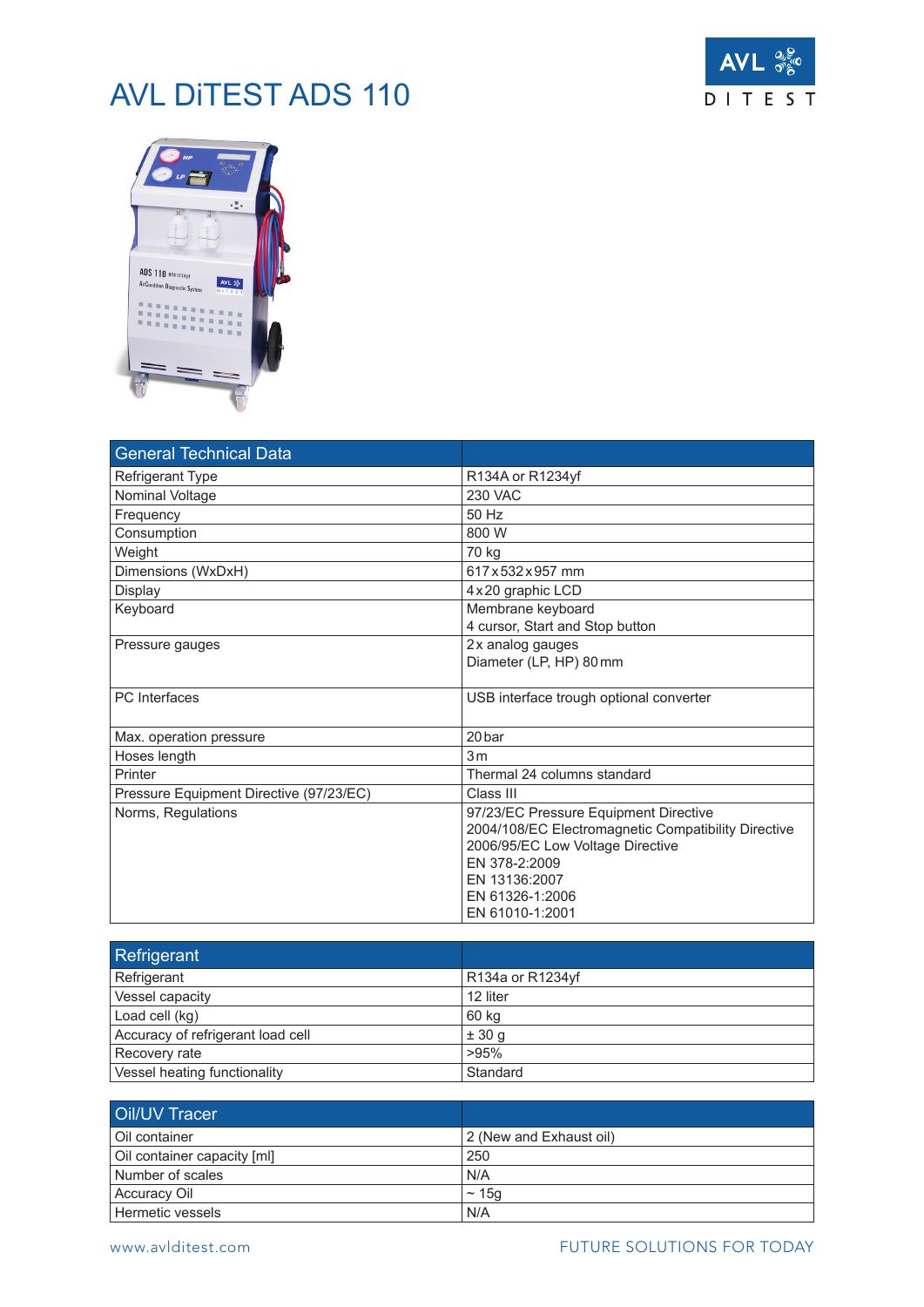# AVL DiTEST ADS 110

| General Technical Data | |
|---|---|
| Refrigerant Type | R134A or R1234yf |
| Nominal Voltage | 230 VAC |
| Frequency | 50 Hz |
| Consumption | 800 W |
| Weight | 70 kg |
| Dimensions (WxDxH) | 617 x 532 x 957 mm |
| Display | 4 x 20 graphic LCD |
| Keyboard | Membrane keyboard<br>4 cursor, Start and Stop button |
| Pressure gauges | 2x analog gauges<br>Diameter (LP, HP) 80 mm |
| PC Interfaces | USB interface trough optional converter |
| Max. operation pressure | 20 bar |
| Hoses length | 3 m |
| Printer | Thermal 24 columns standard |
| Pressure Equipment Directive (97/23/EC) | Class III |
| Norms, Regulations | 97/23/EC Pressure Equipment Directive<br>2004/108/EC Electromagnetic Compatibility Directive<br>2006/95/EC Low Voltage Directive<br>EN 378-2:2009<br>EN 13136:2007<br>EN 61326-1:2006<br>EN 61010-1:2001 |

| Refrigerant | |
|---|---|
| Refrigerant | R134a or R1234yf |
| Vessel capacity | 12 liter |
| Load cell (kg) | 60 kg |
| Accuracy of refrigerant load cell | ± 30 g |
| Recovery rate | >95% |
| Vessel heating functionality | Standard |

| Oil/UV Tracer | |
|---|---|
| Oil container | 2 (New and Exhaust oil) |
| Oil container capacity [ml] | 250 |
| Number of scales | N/A |
| Accuracy Oil | ~ 15g |
| Hermetic vessels | N/A |

www.avlditest.com

FUTURE SOLUTIONS FOR TODAY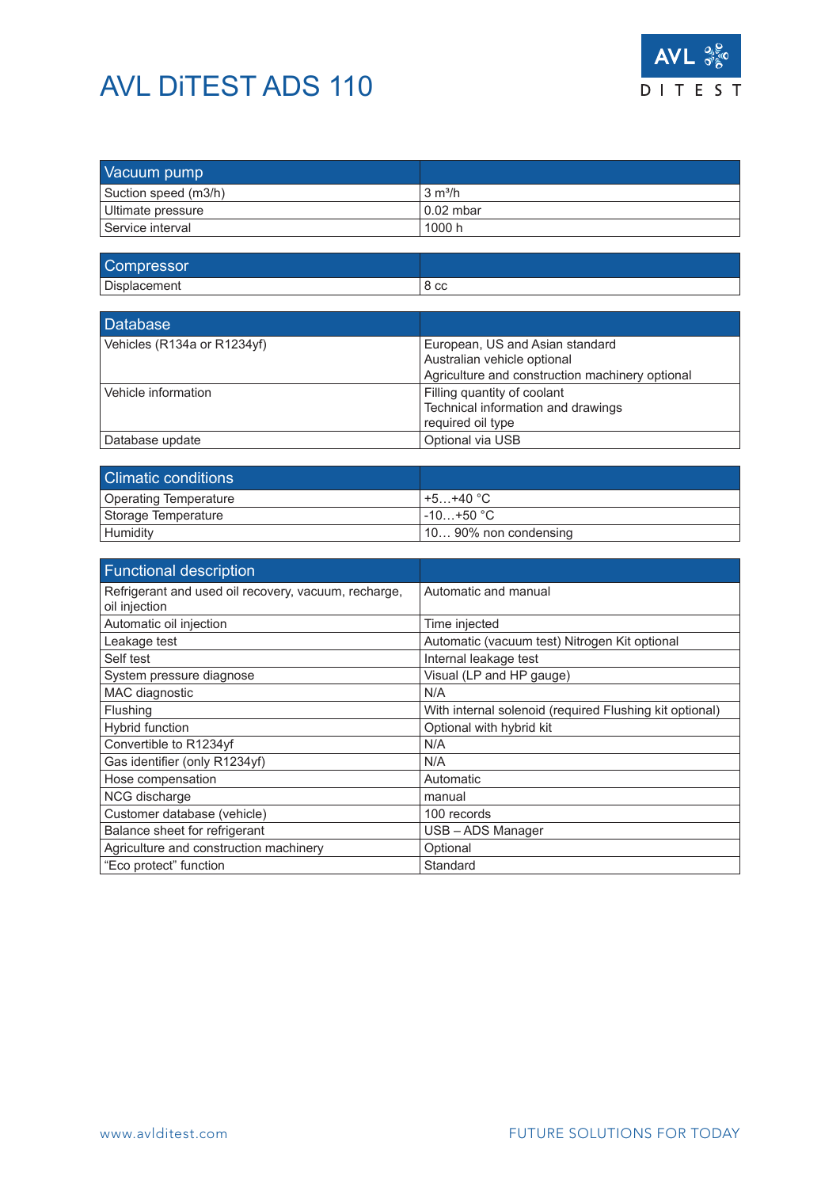# AVL DiTEST ADS 110

| Vacuum pump | |
|---|---|
| Suction speed (m3/h) | 3 $m^3/h$ |
| Ultimate pressure | 0.02 mbar |
| Service interval | 1000 h |

| Compressor | |
|---|---|
| Displacement | 8 cc |

| Database | |
|---|---|
| Vehicles (R134a or R1234yf) | European, US and Asian standard<br>Australian vehicle optional<br>Agriculture and construction machinery optional |
| Vehicle information | Filling quantity of coolant<br>Technical information and drawings<br>required oil type |
| Database update | Optional via USB |

| Climatic conditions | |
|---|---|
| Operating Temperature | +5…+40 °C |
| Storage Temperature | -10…+50 °C |
| Humidity | 10… 90% non condensing |

| Functional description | |
|---|---|
| Refrigerant and used oil recovery, vacuum, recharge, oil injection | Automatic and manual |
| Automatic oil injection | Time injected |
| Leakage test | Automatic (vacuum test) Nitrogen Kit optional |
| Self test | Internal leakage test |
| System pressure diagnose | Visual (LP and HP gauge) |
| MAC diagnostic | N/A |
| Flushing | With internal solenoid (required Flushing kit optional) |
| Hybrid function | Optional with hybrid kit |
| Convertible to R1234yf | N/A |
| Gas identifier (only R1234yf) | N/A |
| Hose compensation | Automatic |
| NCG discharge | manual |
| Customer database (vehicle) | 100 records |
| Balance sheet for refrigerant | USB – ADS Manager |
| Agriculture and construction machinery | Optional |
| “Eco protect” function | Standard |

www.avlditest.com

FUTURE SOLUTIONS FOR TODAY